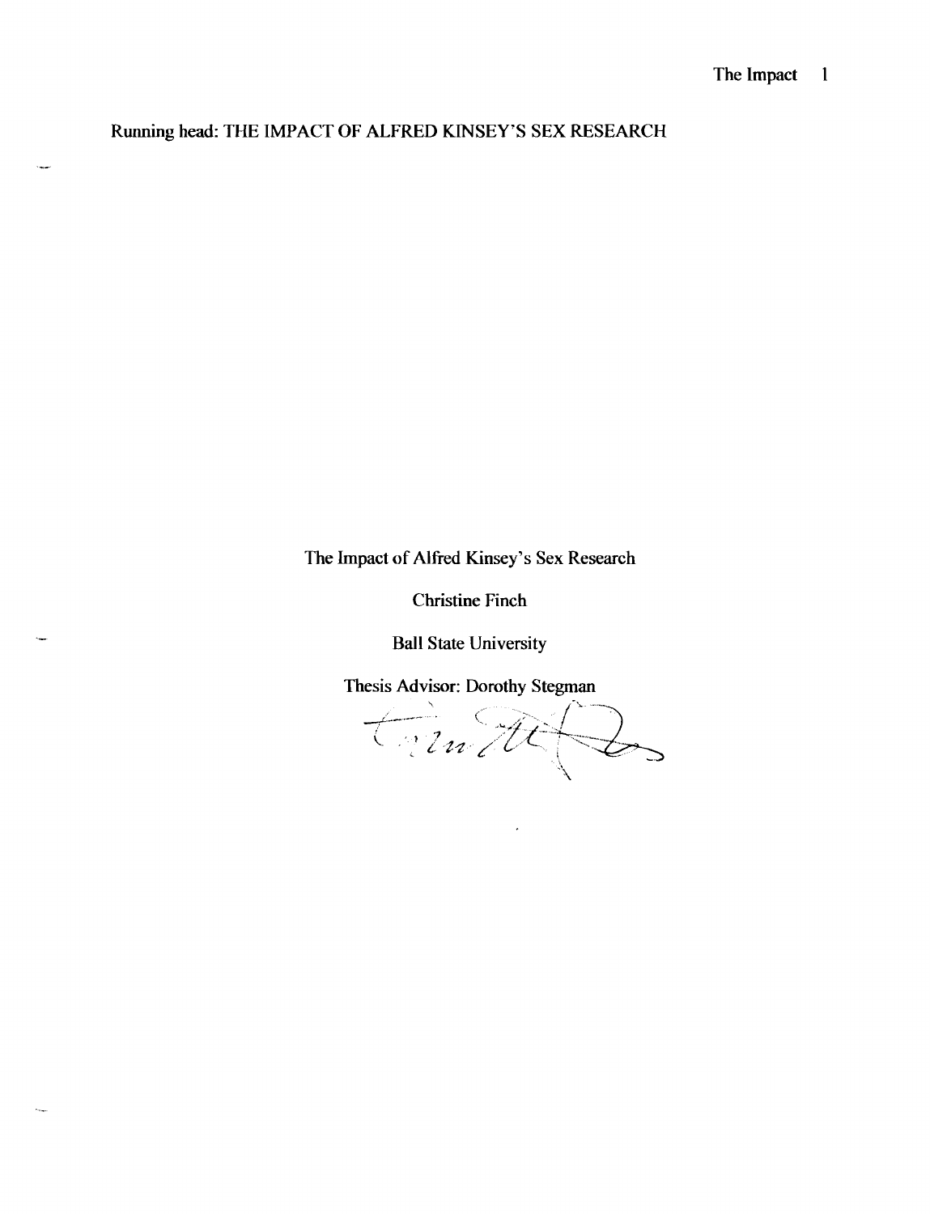Running head: THE IMPACT OF ALFRED KINSEY'S SEX RESEARCH

The Impact of Alfred Kinsey's Sex Research

Christine Finch

Ball State University

Thesis Advisor: Dorothy Stegman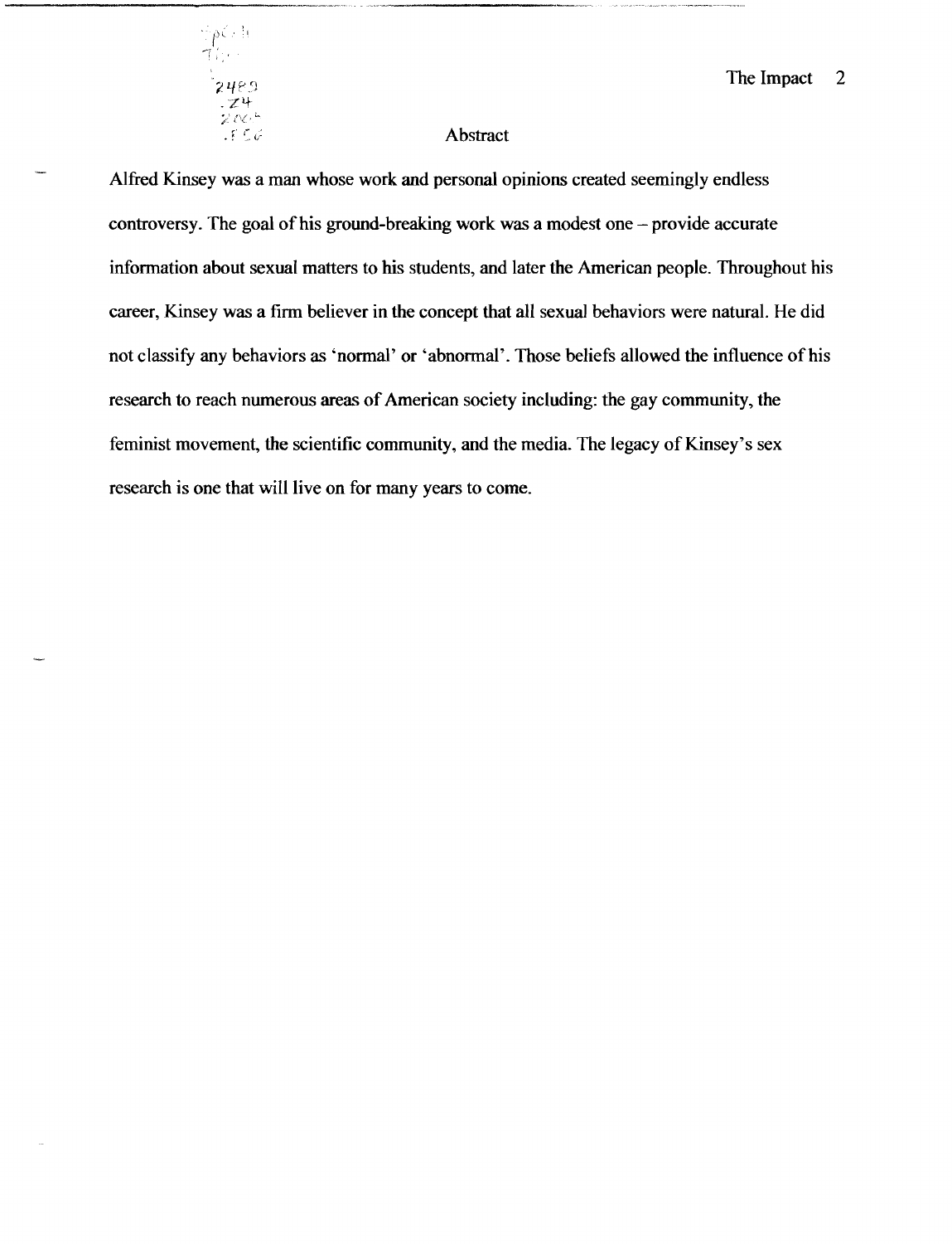## Abstract

Alfred Kinsey was a man whose work and personal opinions created seemingly endless controversy. The goal of his ground-breaking work was a modest one – provide accurate information about sexual matters to his students, and later the American people. Throughout his career, Kinsey was a firm believer in the concept that all sexual behaviors were natural. He did not classify any behaviors as 'normal' or 'abnormal'. Those beliefs allowed the influence of his research to reach numerous areas of American society including: the gay community, the feminist movement, the scientific community, and the media. The legacy of Kinsey's sex research is one that will live on for many years to come.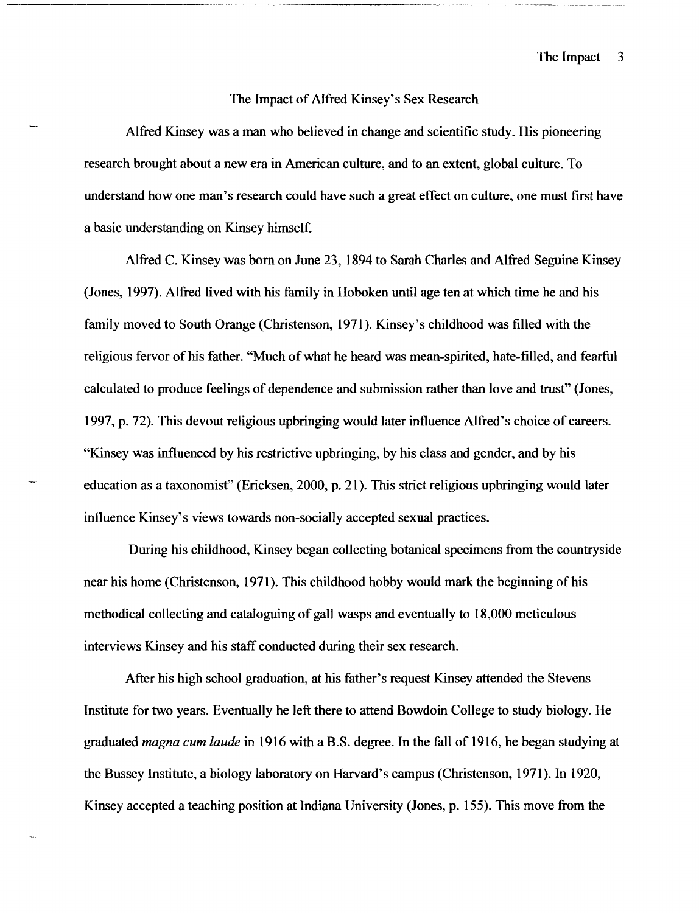# The Impact of Alfred Kinsey's Sex Research

Alfred Kinsey was a man who believed in change and scientific study. His pioneering research brought about a new era in American culture, and to an extent, global culture. To understand how one man's research could have such a great effect on culture, one must first have a basic understanding on Kinsey himself.

Alfred C. Kinsey was born on June 23, 1894 to Sarah Charles and Alfred Seguine Kinsey (Jones, 1997). Alfred lived with his family in Hoboken until age ten at which time he and his family moved to South Orange (Christenson, 1971). Kinsey's childhood was filled with the religious fervor of his father. "Much of what he heard was mean-spirited, hate-filled, and fearful calculated to produce feelings of dependence and submission rather than love and trust" (Jones, 1997, p. 72). This devout religious upbringing would later influence Alfred's choice of careers. "Kinsey was influenced by his restrictive upbringing, by his class and gender, and by his education as a taxonomist" (Ericksen, 2000, p. 21). This strict religious upbringing would later influence Kinsey's views towards non-socially accepted sexual practices.

During his childhood, Kinsey began collecting botanical specimens from the countryside near his home (Christenson, 1971). This childhood hobby would mark the beginning of his methodical collecting and cataloguing of gall wasps and eventually to 18,000 meticulous interviews Kinsey and his staff conducted during their sex research.

After his high school graduation, at his father's request Kinsey attended the Stevens Institute for two years. Eventually he left there to attend Bowdoin College to study biology. He graduated *magna cum laude* in 1916 with a B.S. degree. In the fall of 1916, he began studying at the Bussey Institute, a biology laboratory on Harvard's campus (Christenson, 1971). In 1920, Kinsey accepted a teaching position at Indiana University (Jones, p. 155). This move from the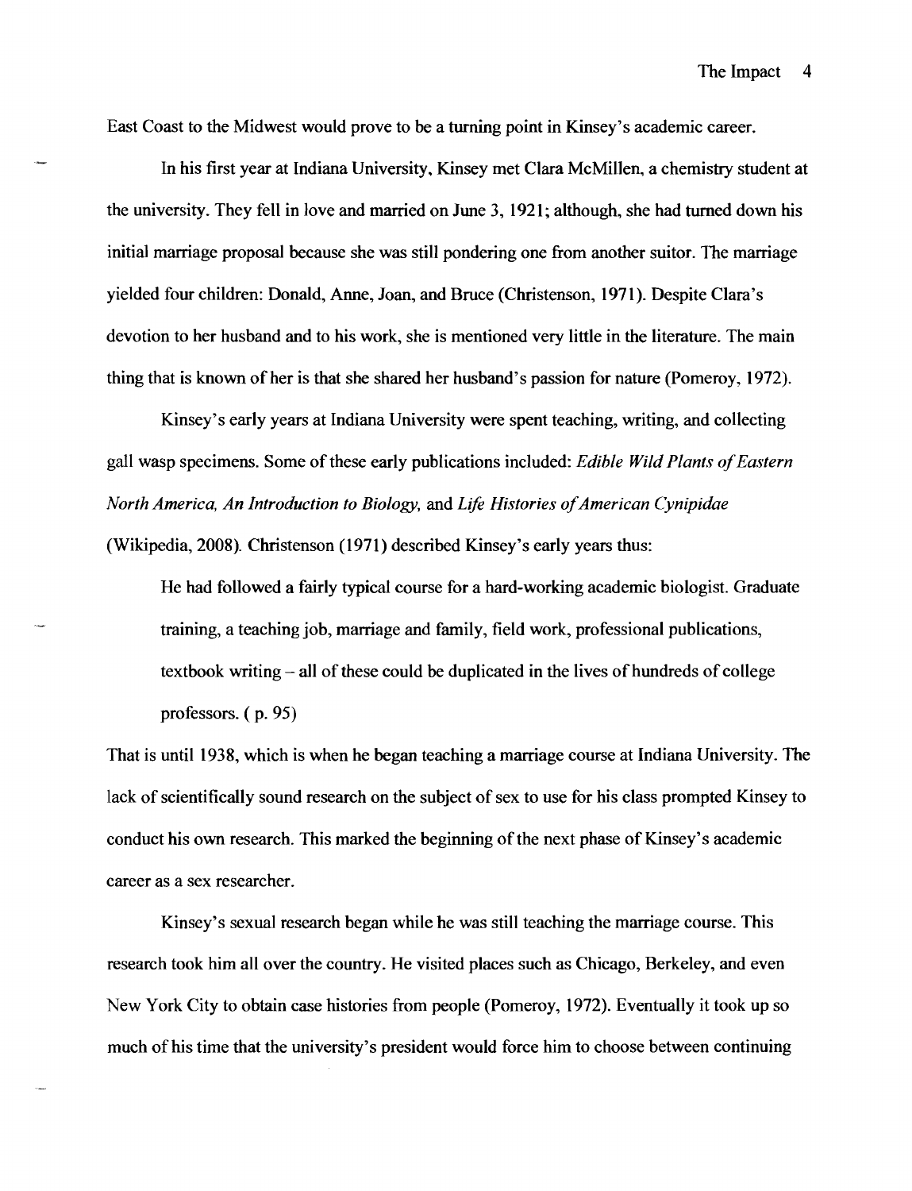East Coast to the Midwest would prove to be a turning point in Kinsey's academic career.

In his first year at Indiana University, Kinsey met Clara McMillen, a chemistry student at the university. They fell in love and married on June 3, 1921; although, she had turned down his initial marriage proposal because she was still pondering one from another suitor. The marriage yielded four children: Donald, Anne, Joan, and Bruce (Christenson, 1971). Despite Clara's devotion to her husband and to his work, she is mentioned very little in the literature. The main thing that is known of her is that she shared her husband's passion for nature (Pomeroy, 1972).

Kinsey's early years at Indiana University were spent teaching, writing, and collecting gall wasp specimens. Some of these early publications included: *Edible Wild Plants of Eastern North America, An Introduction to Biology,* and *Life Histories of American Cynipidae* (Wikipedia, 2008). Christenson (1971) described Kinsey's early years thus:

> He had followed a fairly typical course for a hard-working academic biologist. Graduate training, a teaching job, marriage and family, field work, professional publications, textbook writing – all of these could be duplicated in the lives of hundreds of college professors. ( p. 95)

That is until 1938, which is when he began teaching a marriage course at Indiana University. The lack of scientifically sound research on the subject of sex to use for his class prompted Kinsey to conduct his own research. This marked the beginning of the next phase of Kinsey's academic career as a sex researcher.

Kinsey's sexual research began while he was still teaching the marriage course. This research took him all over the country. He visited places such as Chicago, Berkeley, and even New York City to obtain case histories from people (Pomeroy, 1972). Eventually it took up so much of his time that the university's president would force him to choose between continuing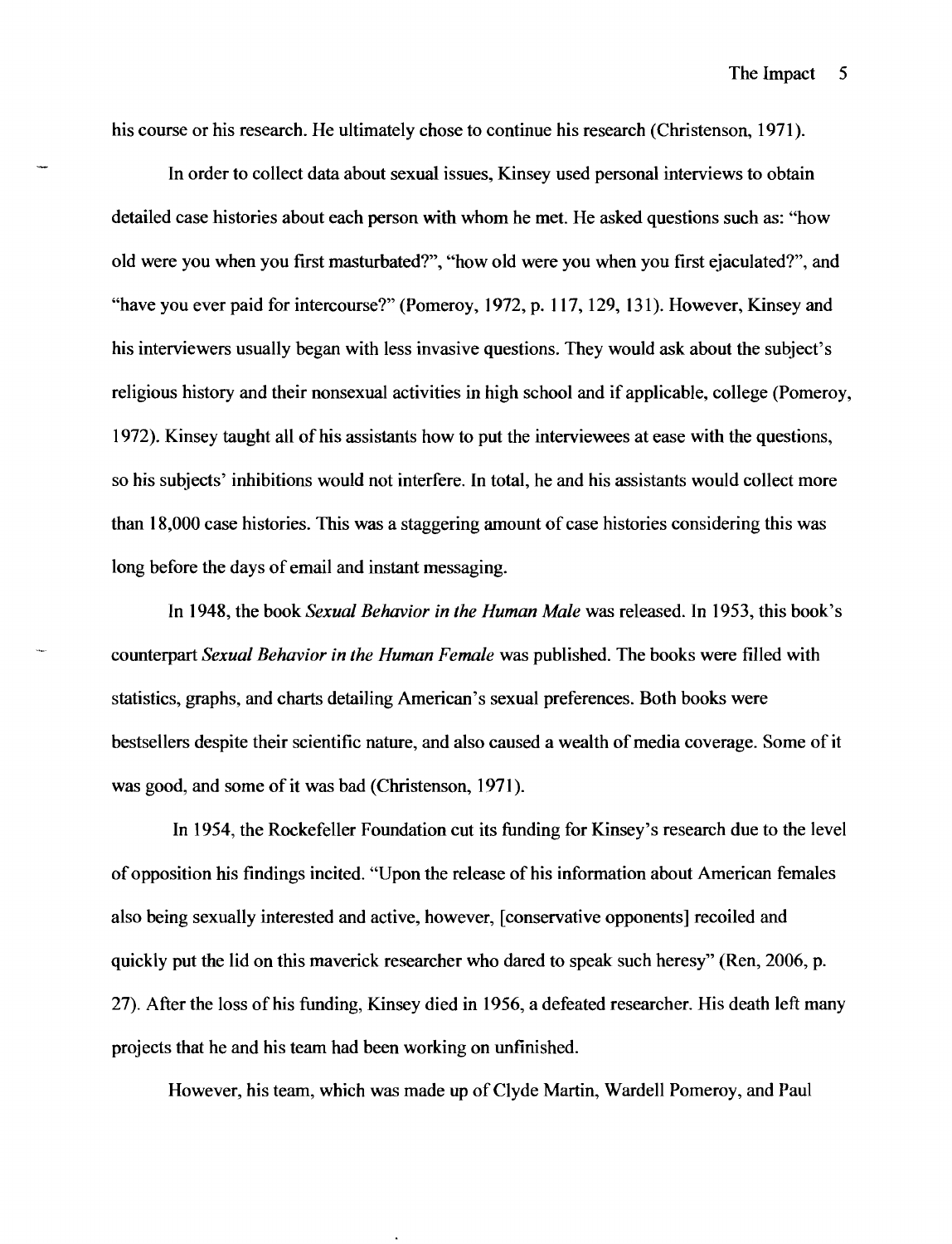his course or his research. He ultimately chose to continue his research (Christenson, 1971).

In order to collect data about sexual issues, Kinsey used personal interviews to obtain detailed case histories about each person with whom he met. He asked questions such as: "how old were you when you first masturbated?", "how old were you when you first ejaculated?", and "have you ever paid for intercourse?" (Pomeroy, 1972, p. 117, 129, 131). However, Kinsey and his interviewers usually began with less invasive questions. They would ask about the subject's religious history and their nonsexual activities in high school and if applicable, college (Pomeroy, 1972). Kinsey taught all of his assistants how to put the interviewees at ease with the questions, so his subjects' inhibitions would not interfere. In total, he and his assistants would collect more than 18,000 case histories. This was a staggering amount of case histories considering this was long before the days of email and instant messaging.

In 1948, the book *Sexual Behavior in the Human Male* was released. In 1953, this book's counterpart *Sexual Behavior in the Human Female* was published. The books were filled with statistics, graphs, and charts detailing American's sexual preferences. Both books were bestsellers despite their scientific nature, and also caused a wealth of media coverage. Some of it was good, and some of it was bad (Christenson, 1971).

In 1954, the Rockefeller Foundation cut its funding for Kinsey's research due to the level of opposition his findings incited. "Upon the release of his information about American females also being sexually interested and active, however, [conservative opponents] recoiled and quickly put the lid on this maverick researcher who dared to speak such heresy" (Ren, 2006, p. 27). After the loss of his funding, Kinsey died in 1956, a defeated researcher. His death left many projects that he and his team had been working on unfinished.

However, his team, which was made up of Clyde Martin, Wardell Pomeroy, and Paul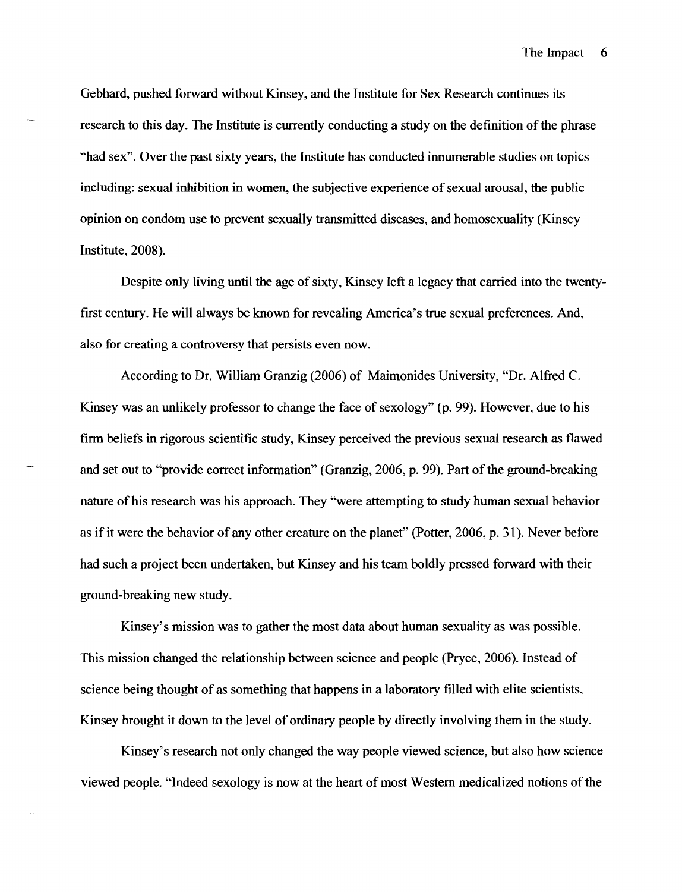Gebhard, pushed forward without Kinsey, and the Institute for Sex Research continues its research to this day. The Institute is currently conducting a study on the definition of the phrase "had sex". Over the past sixty years, the Institute has conducted innumerable studies on topics including: sexual inhibition in women, the subjective experience of sexual arousal, the public opinion on condom use to prevent sexually transmitted diseases, and homosexuality (Kinsey Institute, 2008).

Despite only living until the age of sixty, Kinsey left a legacy that carried into the twenty-first century. He will always be known for revealing America's true sexual preferences. And, also for creating a controversy that persists even now.

According to Dr. William Granzig (2006) of Maimonides University, "Dr. Alfred C. Kinsey was an unlikely professor to change the face of sexology" (p. 99). However, due to his firm beliefs in rigorous scientific study, Kinsey perceived the previous sexual research as flawed and set out to "provide correct information" (Granzig, 2006, p. 99). Part of the ground-breaking nature of his research was his approach. They "were attempting to study human sexual behavior as if it were the behavior of any other creature on the planet" (Potter, 2006, p. 31). Never before had such a project been undertaken, but Kinsey and his team boldly pressed forward with their ground-breaking new study.

Kinsey's mission was to gather the most data about human sexuality as was possible. This mission changed the relationship between science and people (Pryce, 2006). Instead of science being thought of as something that happens in a laboratory filled with elite scientists, Kinsey brought it down to the level of ordinary people by directly involving them in the study.

Kinsey's research not only changed the way people viewed science, but also how science viewed people. "Indeed sexology is now at the heart of most Western medicalized notions of the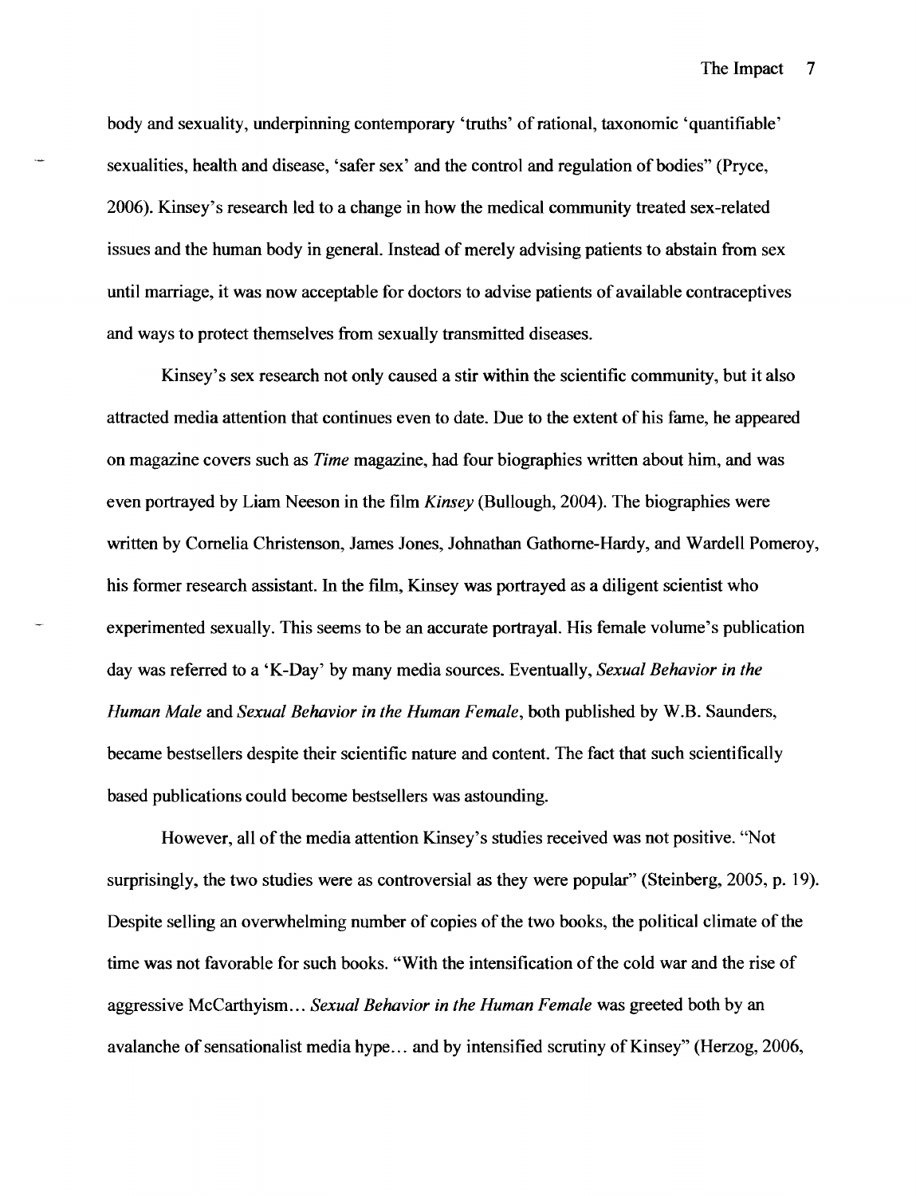body and sexuality, underpinning contemporary 'truths' of rational, taxonomic 'quantifiable' sexualities, health and disease, 'safer sex' and the control and regulation of bodies" (Pryce, 2006). Kinsey's research led to a change in how the medical community treated sex-related issues and the human body in general. Instead of merely advising patients to abstain from sex until marriage, it was now acceptable for doctors to advise patients of available contraceptives and ways to protect themselves from sexually transmitted diseases.

Kinsey's sex research not only caused a stir within the scientific community, but it also attracted media attention that continues even to date. Due to the extent of his fame, he appeared on magazine covers such as *Time* magazine, had four biographies written about him, and was even portrayed by Liam Neeson in the film *Kinsey* (Bullough, 2004). The biographies were written by Cornelia Christenson, James Jones, Johnathan Gathorne-Hardy, and Wardell Pomeroy, his former research assistant. In the film, Kinsey was portrayed as a diligent scientist who experimented sexually. This seems to be an accurate portrayal. His female volume's publication day was referred to a 'K-Day' by many media sources. Eventually, *Sexual Behavior in the Human Male* and *Sexual Behavior in the Human Female*, both published by W.B. Saunders, became bestsellers despite their scientific nature and content. The fact that such scientifically based publications could become bestsellers was astounding.

However, all of the media attention Kinsey's studies received was not positive. "Not surprisingly, the two studies were as controversial as they were popular" (Steinberg, 2005, p. 19). Despite selling an overwhelming number of copies of the two books, the political climate of the time was not favorable for such books. "With the intensification of the cold war and the rise of aggressive McCarthyism… *Sexual Behavior in the Human Female* was greeted both by an avalanche of sensationalist media hype… and by intensified scrutiny of Kinsey" (Herzog, 2006,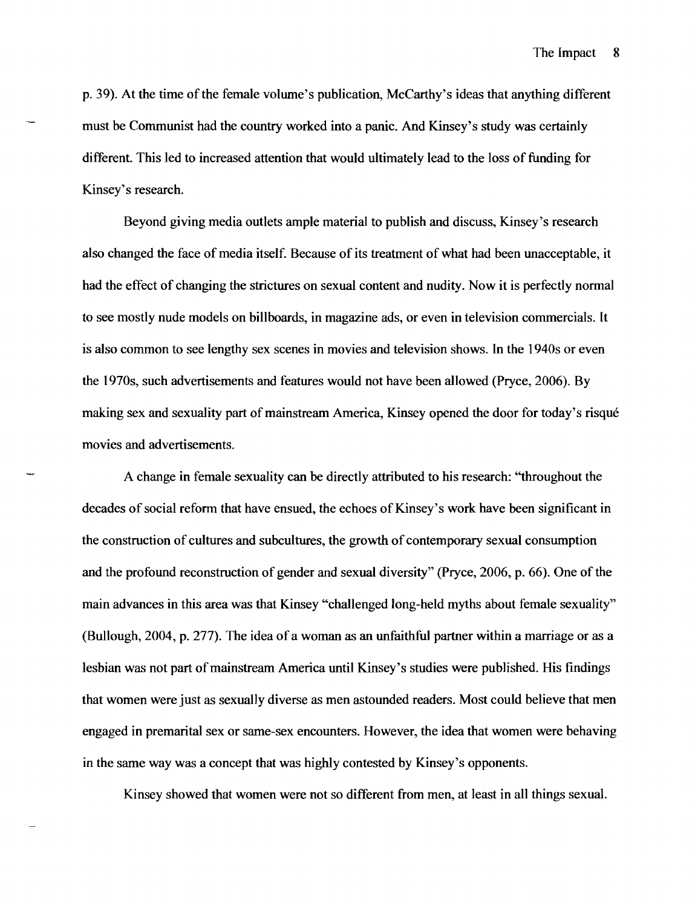p. 39). At the time of the female volume's publication, McCarthy's ideas that anything different must be Communist had the country worked into a panic. And Kinsey's study was certainly different. This led to increased attention that would ultimately lead to the loss of funding for Kinsey's research.

Beyond giving media outlets ample material to publish and discuss, Kinsey's research also changed the face of media itself. Because of its treatment of what had been unacceptable, it had the effect of changing the strictures on sexual content and nudity. Now it is perfectly normal to see mostly nude models on billboards, in magazine ads, or even in television commercials. It is also common to see lengthy sex scenes in movies and television shows. In the 1940s or even the 1970s, such advertisements and features would not have been allowed (Pryce, 2006). By making sex and sexuality part of mainstream America, Kinsey opened the door for today's risqué movies and advertisements.

A change in female sexuality can be directly attributed to his research: "throughout the decades of social reform that have ensued, the echoes of Kinsey's work have been significant in the construction of cultures and subcultures, the growth of contemporary sexual consumption and the profound reconstruction of gender and sexual diversity" (Pryce, 2006, p. 66). One of the main advances in this area was that Kinsey "challenged long-held myths about female sexuality" (Bullough, 2004, p. 277). The idea of a woman as an unfaithful partner within a marriage or as a lesbian was not part of mainstream America until Kinsey's studies were published. His findings that women were just as sexually diverse as men astounded readers. Most could believe that men engaged in premarital sex or same-sex encounters. However, the idea that women were behaving in the same way was a concept that was highly contested by Kinsey's opponents.

Kinsey showed that women were not so different from men, at least in all things sexual.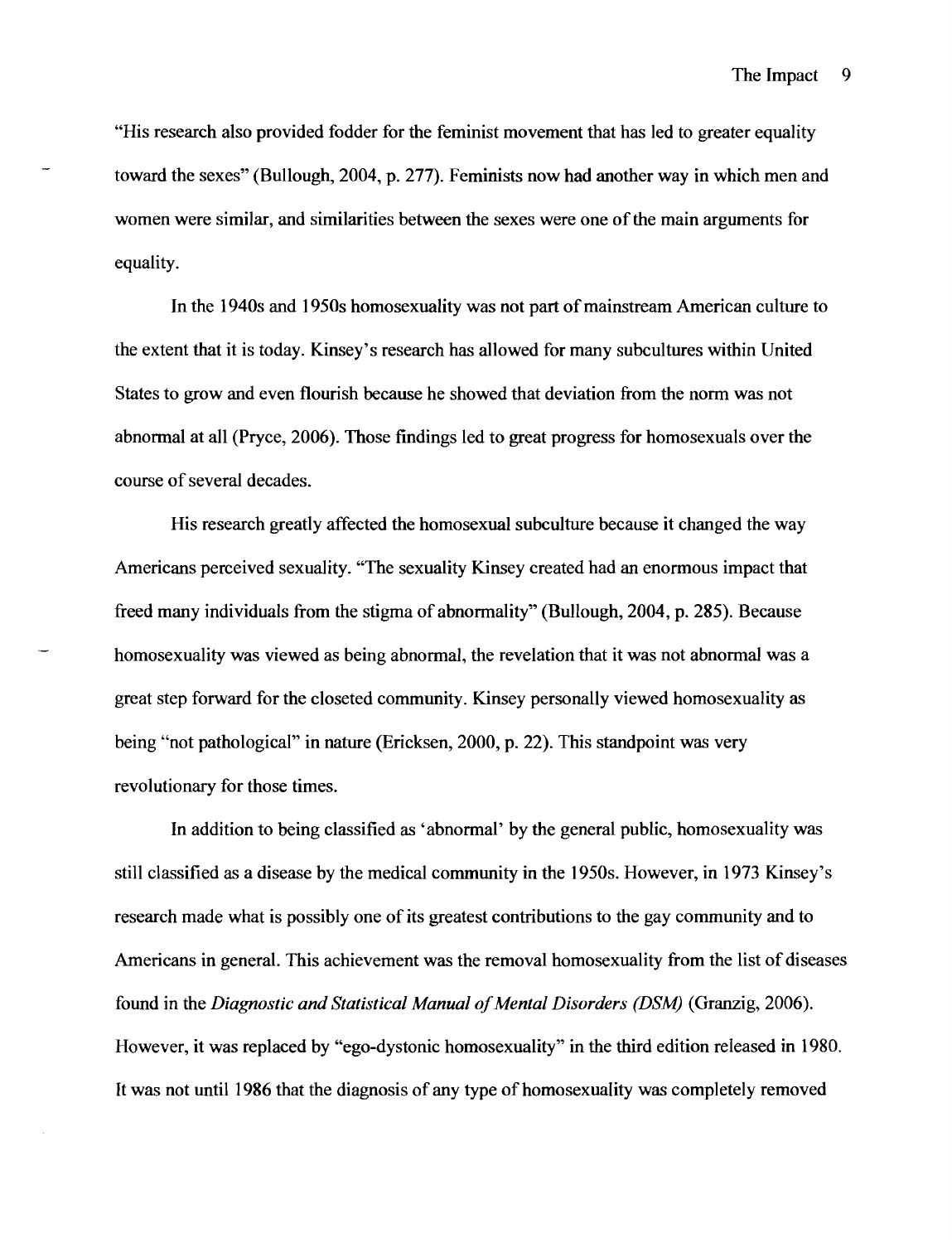"His research also provided fodder for the feminist movement that has led to greater equality toward the sexes" (Bullough, 2004, p. 277). Feminists now had another way in which men and women were similar, and similarities between the sexes were one of the main arguments for equality.

In the 1940s and 1950s homosexuality was not part of mainstream American culture to the extent that it is today. Kinsey's research has allowed for many subcultures within United States to grow and even flourish because he showed that deviation from the norm was not abnormal at all (Pryce, 2006). Those findings led to great progress for homosexuals over the course of several decades.

His research greatly affected the homosexual subculture because it changed the way Americans perceived sexuality. "The sexuality Kinsey created had an enormous impact that freed many individuals from the stigma of abnormality" (Bullough, 2004, p. 285). Because homosexuality was viewed as being abnormal, the revelation that it was not abnormal was a great step forward for the closeted community. Kinsey personally viewed homosexuality as being "not pathological" in nature (Ericksen, 2000, p. 22). This standpoint was very revolutionary for those times.

In addition to being classified as 'abnormal' by the general public, homosexuality was still classified as a disease by the medical community in the 1950s. However, in 1973 Kinsey's research made what is possibly one of its greatest contributions to the gay community and to Americans in general. This achievement was the removal homosexuality from the list of diseases found in the *Diagnostic and Statistical Manual of Mental Disorders (DSM)* (Granzig, 2006). However, it was replaced by "ego-dystonic homosexuality" in the third edition released in 1980. It was not until 1986 that the diagnosis of any type of homosexuality was completely removed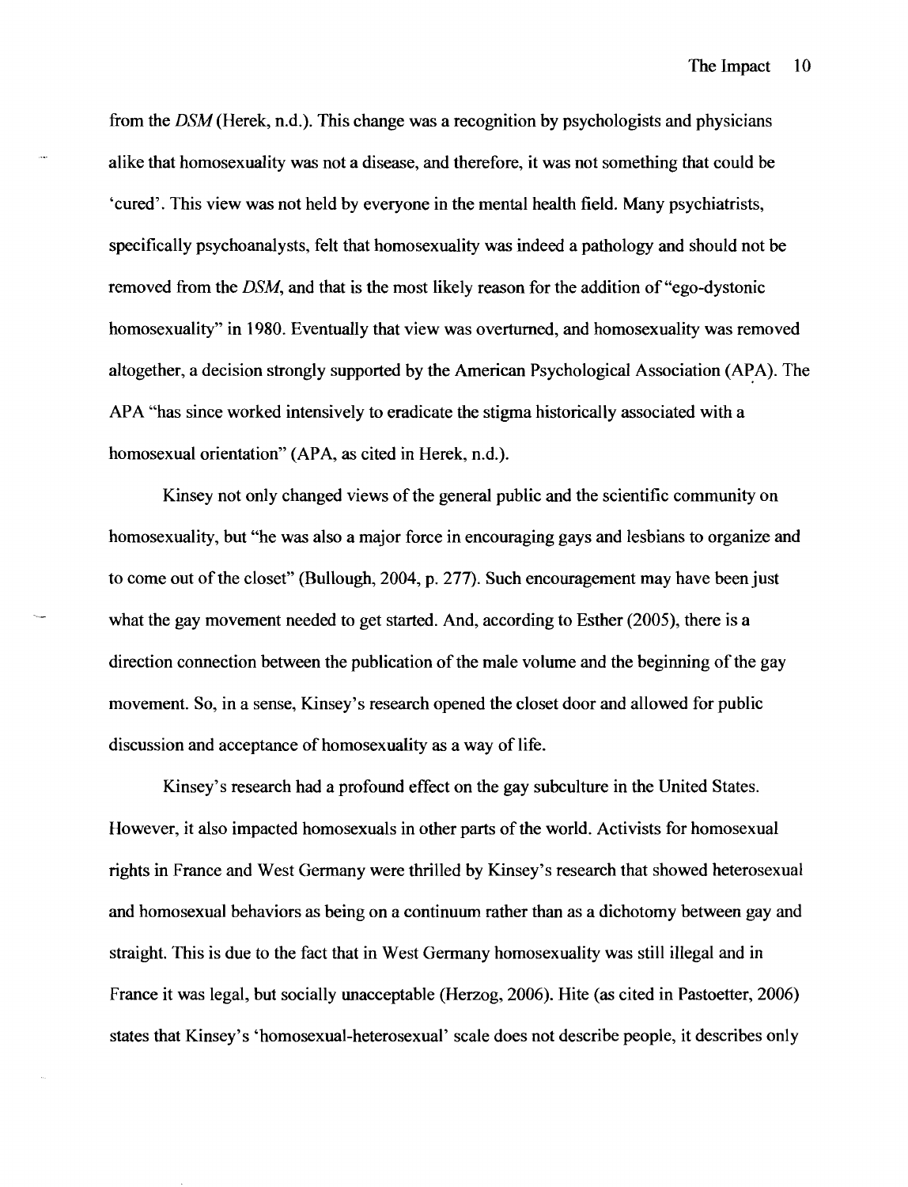from the *DSM* (Herek, n.d.). This change was a recognition by psychologists and physicians alike that homosexuality was not a disease, and therefore, it was not something that could be 'cured'. This view was not held by everyone in the mental health field. Many psychiatrists, specifically psychoanalysts, felt that homosexuality was indeed a pathology and should not be removed from the *DSM*, and that is the most likely reason for the addition of "ego-dystonic homosexuality" in 1980. Eventually that view was overturned, and homosexuality was removed altogether, a decision strongly supported by the American Psychological Association (APA). The APA "has since worked intensively to eradicate the stigma historically associated with a homosexual orientation" (APA, as cited in Herek, n.d.).

Kinsey not only changed views of the general public and the scientific community on homosexuality, but "he was also a major force in encouraging gays and lesbians to organize and to come out of the closet" (Bullough, 2004, p. 277). Such encouragement may have been just what the gay movement needed to get started. And, according to Esther (2005), there is a direction connection between the publication of the male volume and the beginning of the gay movement. So, in a sense, Kinsey's research opened the closet door and allowed for public discussion and acceptance of homosexuality as a way of life.

Kinsey's research had a profound effect on the gay subculture in the United States. However, it also impacted homosexuals in other parts of the world. Activists for homosexual rights in France and West Germany were thrilled by Kinsey's research that showed heterosexual and homosexual behaviors as being on a continuum rather than as a dichotomy between gay and straight. This is due to the fact that in West Germany homosexuality was still illegal and in France it was legal, but socially unacceptable (Herzog, 2006). Hite (as cited in Pastoetter, 2006) states that Kinsey's 'homosexual-heterosexual' scale does not describe people, it describes only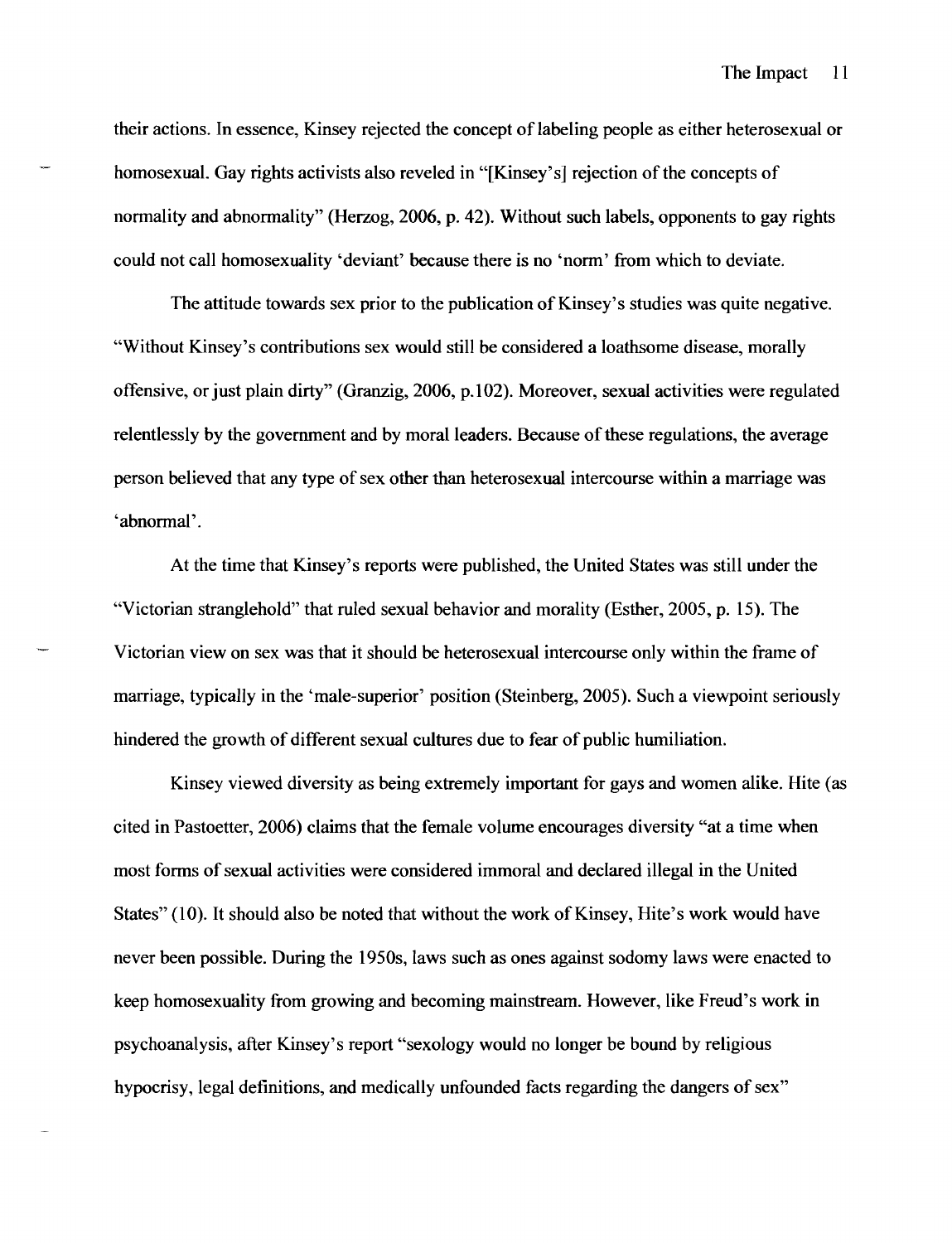their actions. In essence, Kinsey rejected the concept of labeling people as either heterosexual or homosexual. Gay rights activists also reveled in "[Kinsey's] rejection of the concepts of normality and abnormality" (Herzog, 2006, p. 42). Without such labels, opponents to gay rights could not call homosexuality 'deviant' because there is no 'norm' from which to deviate.

The attitude towards sex prior to the publication of Kinsey's studies was quite negative. "Without Kinsey's contributions sex would still be considered a loathsome disease, morally offensive, or just plain dirty" (Granzig, 2006, p.102). Moreover, sexual activities were regulated relentlessly by the government and by moral leaders. Because of these regulations, the average person believed that any type of sex other than heterosexual intercourse within a marriage was 'abnormal'.

At the time that Kinsey's reports were published, the United States was still under the "Victorian stranglehold" that ruled sexual behavior and morality (Esther, 2005, p. 15). The Victorian view on sex was that it should be heterosexual intercourse only within the frame of marriage, typically in the 'male-superior' position (Steinberg, 2005). Such a viewpoint seriously hindered the growth of different sexual cultures due to fear of public humiliation.

Kinsey viewed diversity as being extremely important for gays and women alike. Hite (as cited in Pastoetter, 2006) claims that the female volume encourages diversity "at a time when most forms of sexual activities were considered immoral and declared illegal in the United States" (10). It should also be noted that without the work of Kinsey, Hite's work would have never been possible. During the 1950s, laws such as ones against sodomy laws were enacted to keep homosexuality from growing and becoming mainstream. However, like Freud's work in psychoanalysis, after Kinsey's report "sexology would no longer be bound by religious hypocrisy, legal definitions, and medically unfounded facts regarding the dangers of sex"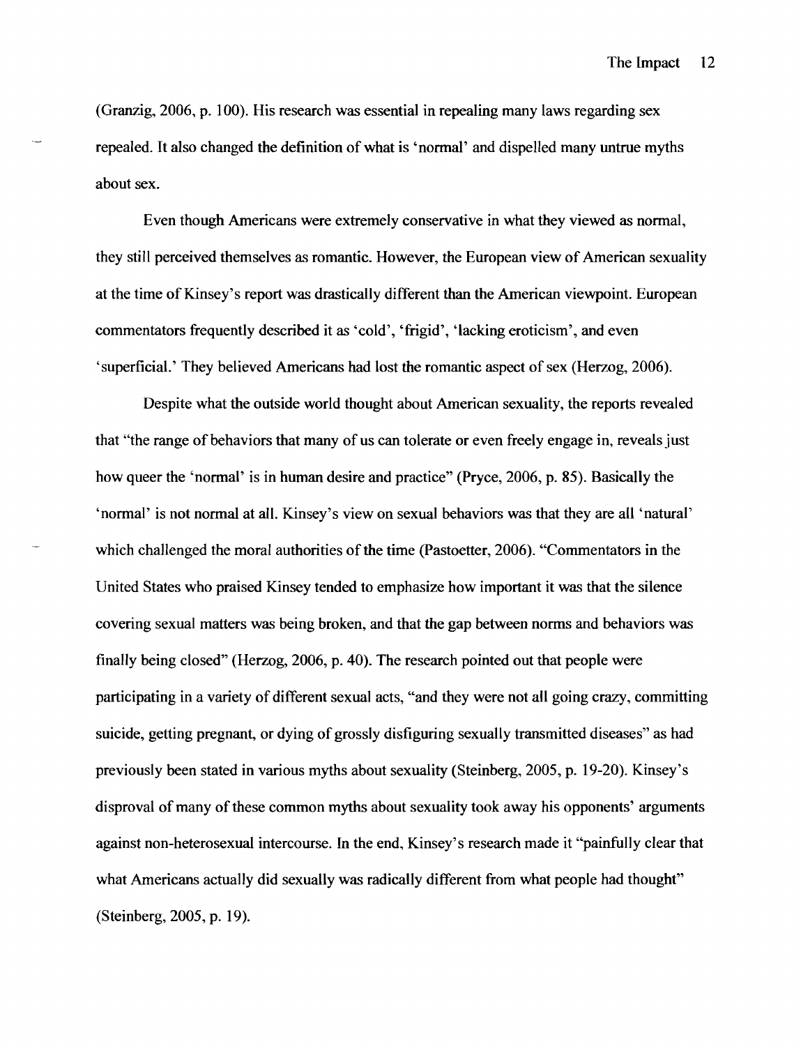(Granzig, 2006, p. 100). His research was essential in repealing many laws regarding sex repealed. It also changed the definition of what is 'normal' and dispelled many untrue myths about sex.

Even though Americans were extremely conservative in what they viewed as normal, they still perceived themselves as romantic. However, the European view of American sexuality at the time of Kinsey's report was drastically different than the American viewpoint. European commentators frequently described it as 'cold', 'frigid', 'lacking eroticism', and even 'superficial.' They believed Americans had lost the romantic aspect of sex (Herzog, 2006).

Despite what the outside world thought about American sexuality, the reports revealed that "the range of behaviors that many of us can tolerate or even freely engage in, reveals just how queer the 'normal' is in human desire and practice" (Pryce, 2006, p. 85). Basically the 'normal' is not normal at all. Kinsey's view on sexual behaviors was that they are all 'natural' which challenged the moral authorities of the time (Pastoetter, 2006). "Commentators in the United States who praised Kinsey tended to emphasize how important it was that the silence covering sexual matters was being broken, and that the gap between norms and behaviors was finally being closed" (Herzog, 2006, p. 40). The research pointed out that people were participating in a variety of different sexual acts, "and they were not all going crazy, committing suicide, getting pregnant, or dying of grossly disfiguring sexually transmitted diseases" as had previously been stated in various myths about sexuality (Steinberg, 2005, p. 19-20). Kinsey's disproval of many of these common myths about sexuality took away his opponents' arguments against non-heterosexual intercourse. In the end, Kinsey's research made it "painfully clear that what Americans actually did sexually was radically different from what people had thought" (Steinberg, 2005, p. 19).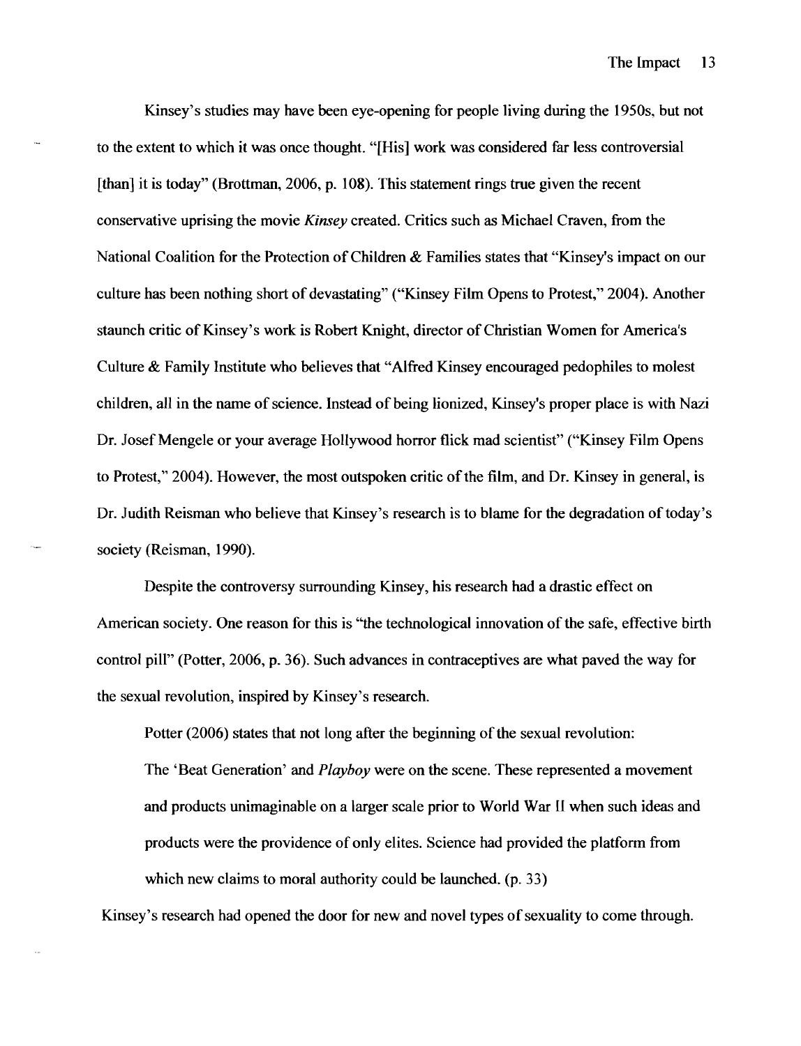Kinsey's studies may have been eye-opening for people living during the 1950s, but not to the extent to which it was once thought. "[His] work was considered far less controversial [than] it is today" (Brottman, 2006, p. 108). This statement rings true given the recent conservative uprising the movie *Kinsey* created. Critics such as Michael Craven, from the National Coalition for the Protection of Children & Families states that "Kinsey's impact on our culture has been nothing short of devastating" ("Kinsey Film Opens to Protest," 2004). Another staunch critic of Kinsey's work is Robert Knight, director of Christian Women for America's Culture & Family Institute who believes that "Alfred Kinsey encouraged pedophiles to molest children, all in the name of science. Instead of being lionized, Kinsey's proper place is with Nazi Dr. Josef Mengele or your average Hollywood horror flick mad scientist" ("Kinsey Film Opens to Protest," 2004). However, the most outspoken critic of the film, and Dr. Kinsey in general, is Dr. Judith Reisman who believe that Kinsey's research is to blame for the degradation of today's society (Reisman, 1990).

Despite the controversy surrounding Kinsey, his research had a drastic effect on American society. One reason for this is "the technological innovation of the safe, effective birth control pill" (Potter, 2006, p. 36). Such advances in contraceptives are what paved the way for the sexual revolution, inspired by Kinsey's research.

Potter (2006) states that not long after the beginning of the sexual revolution:

> The 'Beat Generation' and *Playboy* were on the scene. These represented a movement and products unimaginable on a larger scale prior to World War II when such ideas and products were the providence of only elites. Science had provided the platform from which new claims to moral authority could be launched. (p. 33)

Kinsey's research had opened the door for new and novel types of sexuality to come through.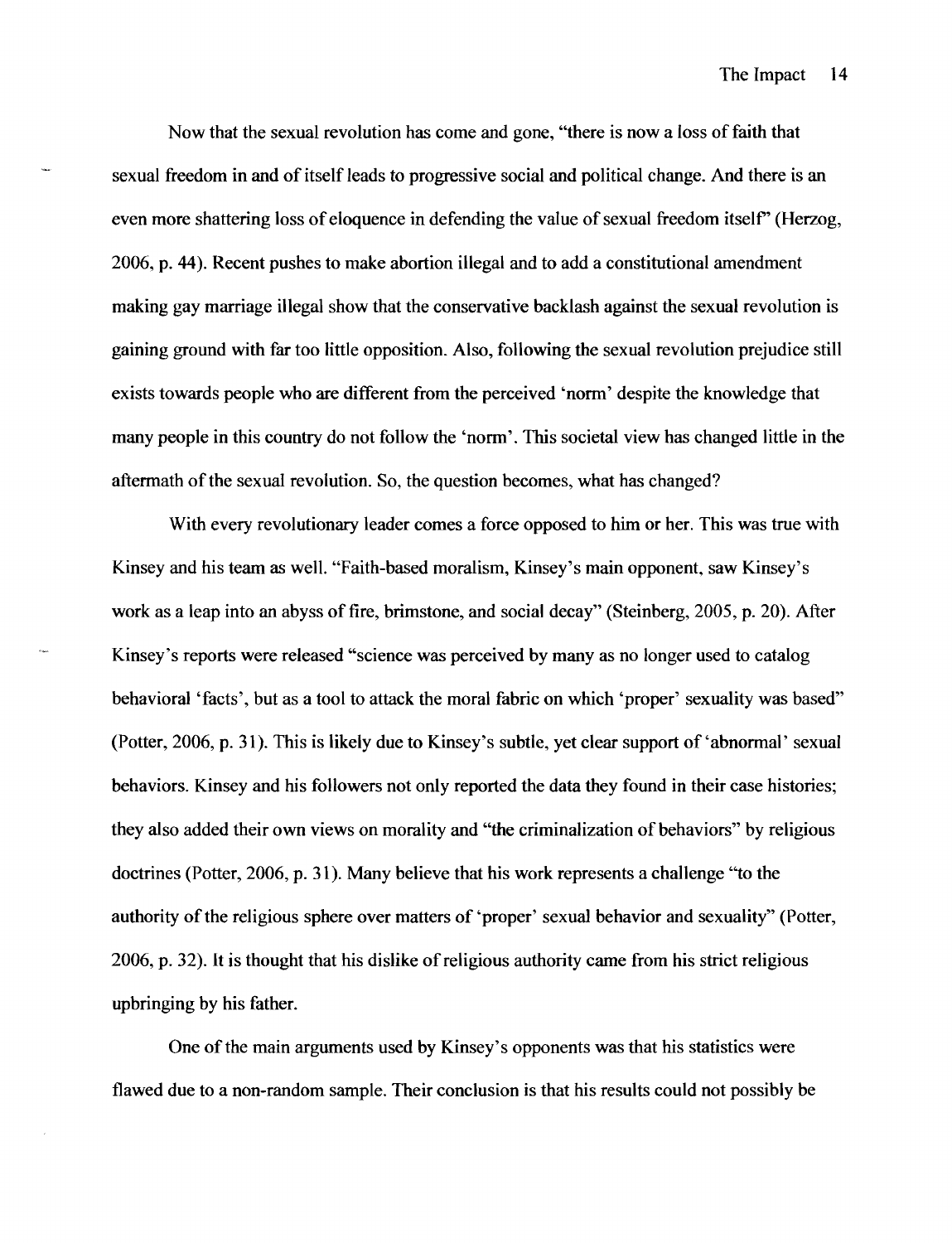Now that the sexual revolution has come and gone, "there is now a loss of faith that sexual freedom in and of itself leads to progressive social and political change. And there is an even more shattering loss of eloquence in defending the value of sexual freedom itself" (Herzog, 2006, p. 44). Recent pushes to make abortion illegal and to add a constitutional amendment making gay marriage illegal show that the conservative backlash against the sexual revolution is gaining ground with far too little opposition. Also, following the sexual revolution prejudice still exists towards people who are different from the perceived 'norm' despite the knowledge that many people in this country do not follow the 'norm'. This societal view has changed little in the aftermath of the sexual revolution. So, the question becomes, what has changed?

With every revolutionary leader comes a force opposed to him or her. This was true with Kinsey and his team as well. "Faith-based moralism, Kinsey's main opponent, saw Kinsey's work as a leap into an abyss of fire, brimstone, and social decay" (Steinberg, 2005, p. 20). After Kinsey's reports were released "science was perceived by many as no longer used to catalog behavioral 'facts', but as a tool to attack the moral fabric on which 'proper' sexuality was based" (Potter, 2006, p. 31). This is likely due to Kinsey's subtle, yet clear support of 'abnormal' sexual behaviors. Kinsey and his followers not only reported the data they found in their case histories; they also added their own views on morality and "the criminalization of behaviors" by religious doctrines (Potter, 2006, p. 31). Many believe that his work represents a challenge "to the authority of the religious sphere over matters of 'proper' sexual behavior and sexuality" (Potter, 2006, p. 32). It is thought that his dislike of religious authority came from his strict religious upbringing by his father.

One of the main arguments used by Kinsey's opponents was that his statistics were flawed due to a non-random sample. Their conclusion is that his results could not possibly be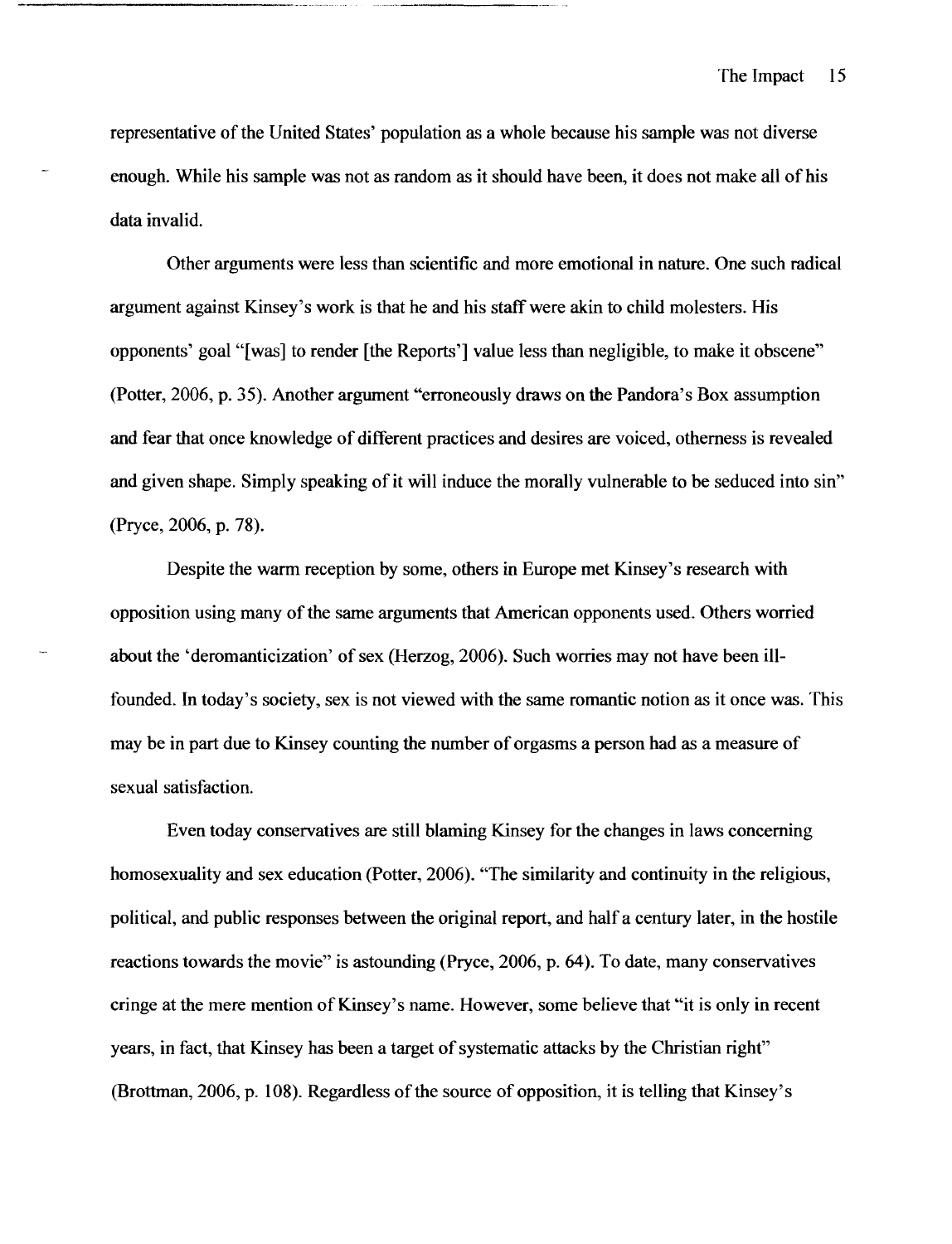representative of the United States' population as a whole because his sample was not diverse enough. While his sample was not as random as it should have been, it does not make all of his data invalid.

Other arguments were less than scientific and more emotional in nature. One such radical argument against Kinsey's work is that he and his staff were akin to child molesters. His opponents' goal "[was] to render [the Reports'] value less than negligible, to make it obscene" (Potter, 2006, p. 35). Another argument "erroneously draws on the Pandora's Box assumption and fear that once knowledge of different practices and desires are voiced, otherness is revealed and given shape. Simply speaking of it will induce the morally vulnerable to be seduced into sin" (Pryce, 2006, p. 78).

Despite the warm reception by some, others in Europe met Kinsey's research with opposition using many of the same arguments that American opponents used. Others worried about the 'deromanticization' of sex (Herzog, 2006). Such worries may not have been ill-founded. In today's society, sex is not viewed with the same romantic notion as it once was. This may be in part due to Kinsey counting the number of orgasms a person had as a measure of sexual satisfaction.

Even today conservatives are still blaming Kinsey for the changes in laws concerning homosexuality and sex education (Potter, 2006). "The similarity and continuity in the religious, political, and public responses between the original report, and half a century later, in the hostile reactions towards the movie" is astounding (Pryce, 2006, p. 64). To date, many conservatives cringe at the mere mention of Kinsey's name. However, some believe that "it is only in recent years, in fact, that Kinsey has been a target of systematic attacks by the Christian right" (Brottman, 2006, p. 108). Regardless of the source of opposition, it is telling that Kinsey's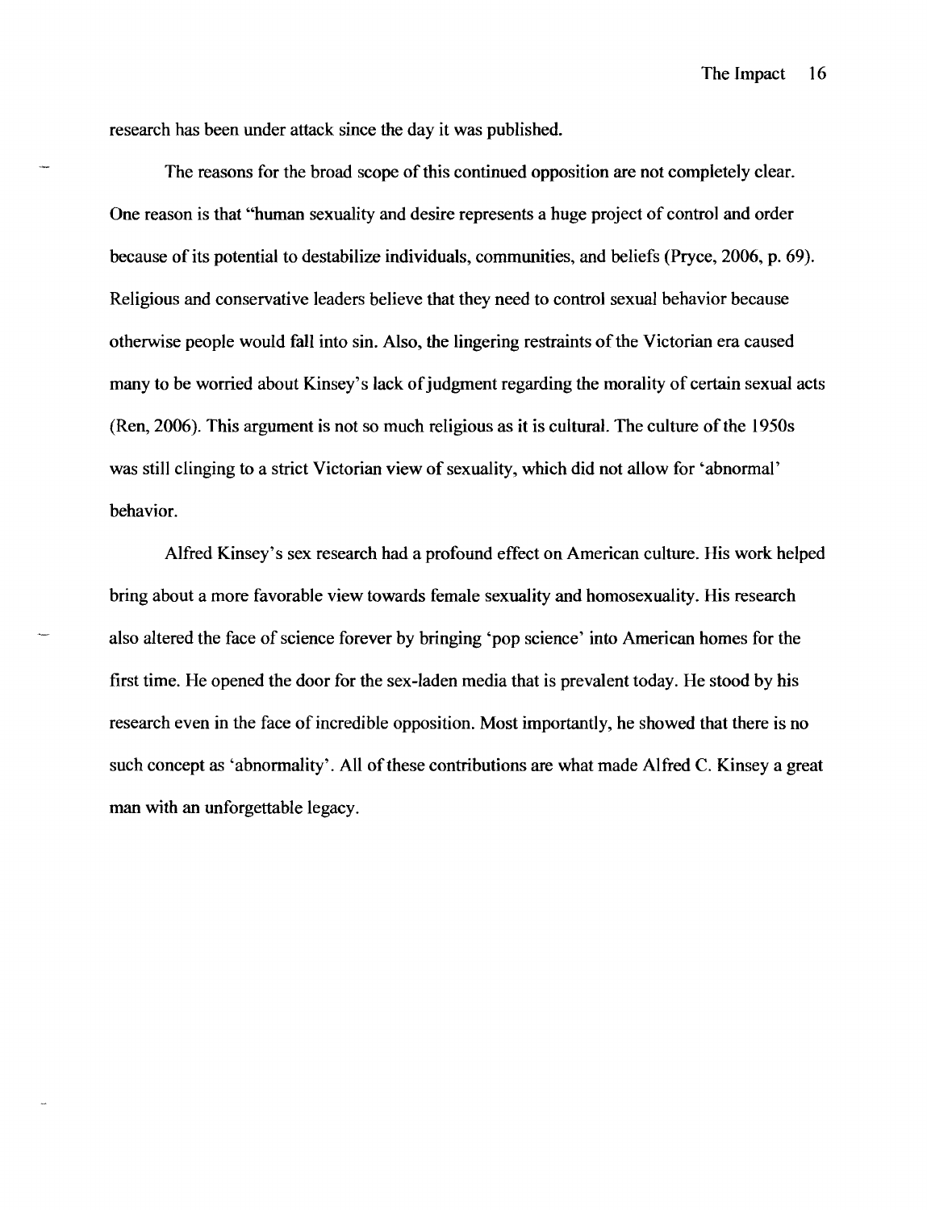research has been under attack since the day it was published.

The reasons for the broad scope of this continued opposition are not completely clear. One reason is that "human sexuality and desire represents a huge project of control and order because of its potential to destabilize individuals, communities, and beliefs (Pryce, 2006, p. 69). Religious and conservative leaders believe that they need to control sexual behavior because otherwise people would fall into sin. Also, the lingering restraints of the Victorian era caused many to be worried about Kinsey's lack of judgment regarding the morality of certain sexual acts (Ren, 2006). This argument is not so much religious as it is cultural. The culture of the 1950s was still clinging to a strict Victorian view of sexuality, which did not allow for 'abnormal' behavior.

Alfred Kinsey's sex research had a profound effect on American culture. His work helped bring about a more favorable view towards female sexuality and homosexuality. His research also altered the face of science forever by bringing 'pop science' into American homes for the first time. He opened the door for the sex-laden media that is prevalent today. He stood by his research even in the face of incredible opposition. Most importantly, he showed that there is no such concept as 'abnormality'. All of these contributions are what made Alfred C. Kinsey a great man with an unforgettable legacy.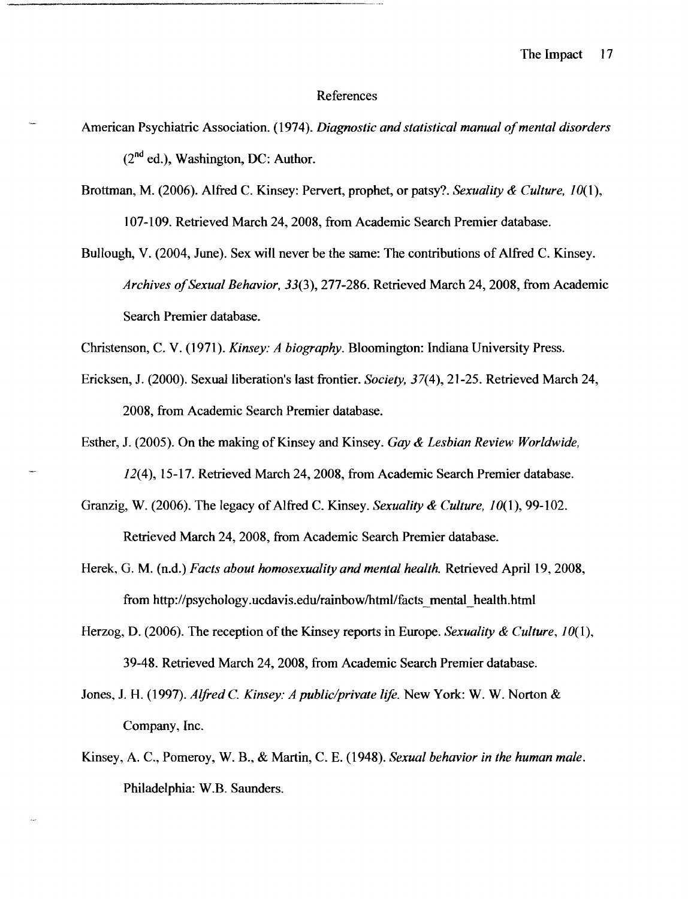# References

American Psychiatric Association. (1974). *Diagnostic and statistical manual of mental disorders* (2nd ed.), Washington, DC: Author.

Brottman, M. (2006). Alfred C. Kinsey: Pervert, prophet, or patsy?. *Sexuality & Culture, 10*(1), 107-109. Retrieved March 24, 2008, from Academic Search Premier database.

Bullough, V. (2004, June). Sex will never be the same: The contributions of Alfred C. Kinsey. *Archives of Sexual Behavior, 33*(3), 277-286. Retrieved March 24, 2008, from Academic Search Premier database.

Christenson, C. V. (1971). *Kinsey: A biography*. Bloomington: Indiana University Press.

Ericksen, J. (2000). Sexual liberation's last frontier. *Society, 37*(4), 21-25. Retrieved March 24, 2008, from Academic Search Premier database.

Esther, J. (2005). On the making of Kinsey and Kinsey. *Gay & Lesbian Review Worldwide, 12*(4), 15-17. Retrieved March 24, 2008, from Academic Search Premier database.

Granzig, W. (2006). The legacy of Alfred C. Kinsey. *Sexuality & Culture, 10*(1), 99-102. Retrieved March 24, 2008, from Academic Search Premier database.

Herek, G. M. (n.d.) *Facts about homosexuality and mental health.* Retrieved April 19, 2008, from http://psychology.ucdavis.edu/rainbow/html/facts_mental_health.html

Herzog, D. (2006). The reception of the Kinsey reports in Europe. *Sexuality & Culture, 10*(1), 39-48. Retrieved March 24, 2008, from Academic Search Premier database.

Jones, J. H. (1997). *Alfred C. Kinsey: A public/private life.* New York: W. W. Norton & Company, Inc.

Kinsey, A. C., Pomeroy, W. B., & Martin, C. E. (1948). *Sexual behavior in the human male*. Philadelphia: W.B. Saunders.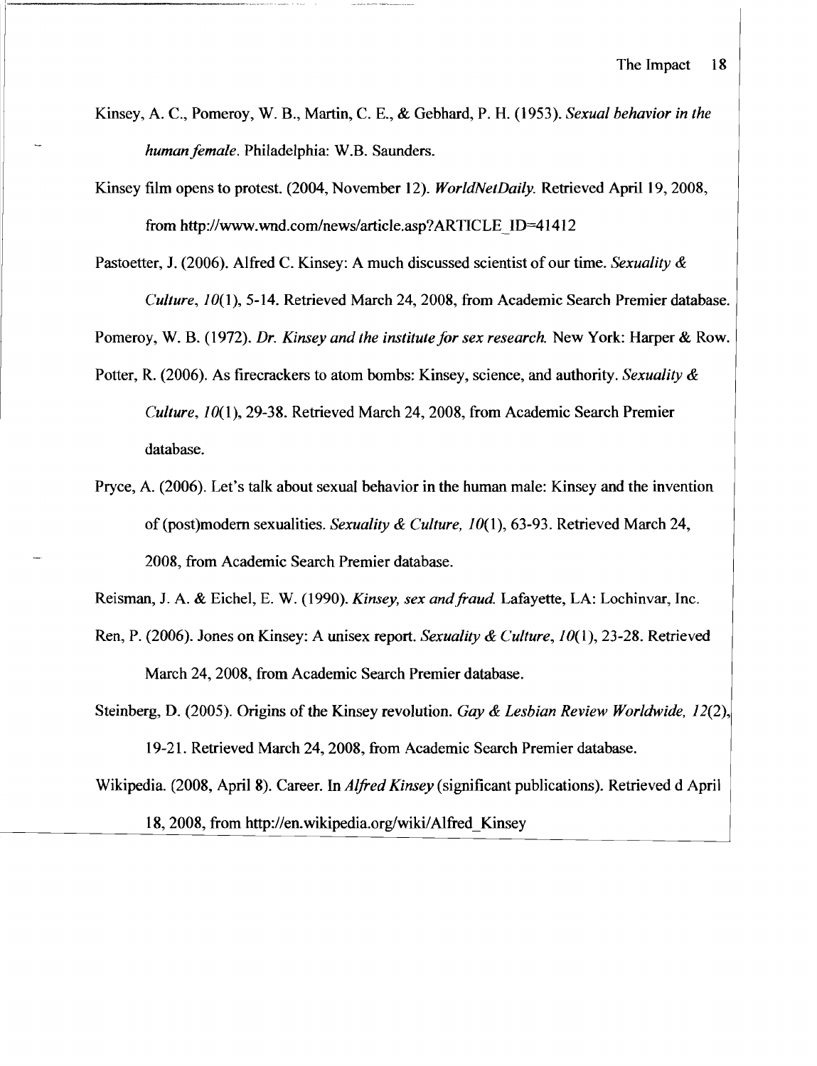Kinsey, A. C., Pomeroy, W. B., Martin, C. E., & Gebhard, P. H. (1953). *Sexual behavior in the human female*. Philadelphia: W.B. Saunders.

Kinsey film opens to protest. (2004, November 12). *WorldNetDaily*. Retrieved April 19, 2008, from http://www.wnd.com/news/article.asp?ARTICLE_ID=41412

Pastoetter, J. (2006). Alfred C. Kinsey: A much discussed scientist of our time. *Sexuality & Culture, 10*(1), 5-14. Retrieved March 24, 2008, from Academic Search Premier database.

Pomeroy, W. B. (1972). *Dr. Kinsey and the institute for sex research.* New York: Harper & Row.

Potter, R. (2006). As firecrackers to atom bombs: Kinsey, science, and authority. *Sexuality & Culture, 10*(1), 29-38. Retrieved March 24, 2008, from Academic Search Premier database.

Pryce, A. (2006). Let's talk about sexual behavior in the human male: Kinsey and the invention of (post)modern sexualities. *Sexuality & Culture, 10*(1), 63-93. Retrieved March 24, 2008, from Academic Search Premier database.

Reisman, J. A. & Eichel, E. W. (1990). *Kinsey, sex and fraud.* Lafayette, LA: Lochinvar, Inc.

Ren, P. (2006). Jones on Kinsey: A unisex report. *Sexuality & Culture, 10*(1), 23-28. Retrieved March 24, 2008, from Academic Search Premier database.

Steinberg, D. (2005). Origins of the Kinsey revolution. *Gay & Lesbian Review Worldwide, 12*(2), 19-21. Retrieved March 24, 2008, from Academic Search Premier database.

Wikipedia. (2008, April 8). Career. In *Alfred Kinsey* (significant publications). Retrieved d April 18, 2008, from http://en.wikipedia.org/wiki/Alfred_Kinsey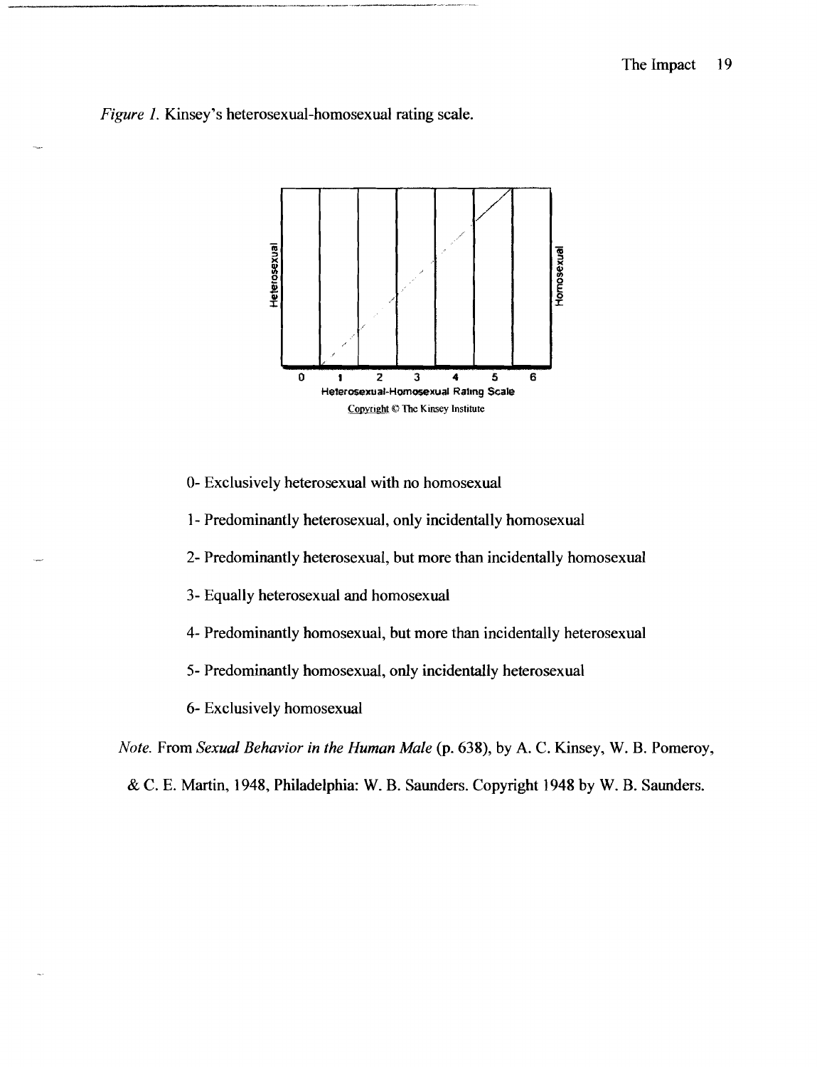*Figure 1.* Kinsey's heterosexual-homosexual rating scale.

0- Exclusively heterosexual with no homosexual

1- Predominantly heterosexual, only incidentally homosexual

2- Predominantly heterosexual, but more than incidentally homosexual

3- Equally heterosexual and homosexual

4- Predominantly homosexual, but more than incidentally heterosexual

5- Predominantly homosexual, only incidentally heterosexual

6- Exclusively homosexual

*Note.* From *Sexual Behavior in the Human Male* (p. 638), by A. C. Kinsey, W. B. Pomeroy, & C. E. Martin, 1948, Philadelphia: W. B. Saunders. Copyright 1948 by W. B. Saunders.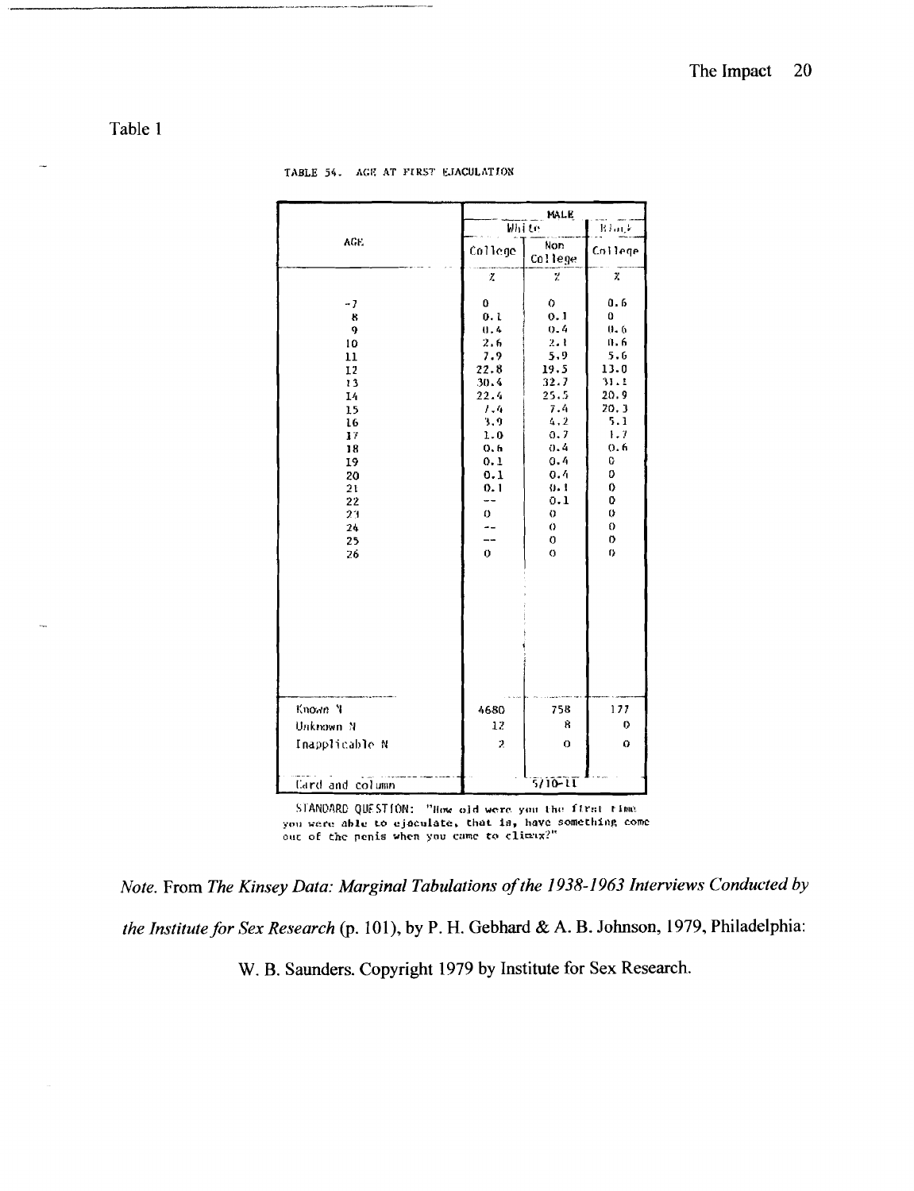Table 1

TABLE 54. AGE AT FIRST EJACULATION

| AGE | MALE | | |
|---|---|---|---|
| | White | | Black |
| | College | Non College | College |
| | % | % | % |
| -7 | 0 | 0 | 0.6 |
| 8 | 0.1 | 0.1 | 0 |
| 9 | 0.4 | 0.4 | 0.6 |
| 10 | 2.6 | 2.1 | 0.6 |
| 11 | 7.9 | 5.9 | 5.6 |
| 12 | 22.8 | 19.5 | 13.0 |
| 13 | 30.4 | 32.7 | 31.1 |
| 14 | 22.4 | 25.5 | 20.9 |
| 15 | 7.4 | 7.4 | 20.3 |
| 16 | 3.9 | 4.2 | 5.1 |
| 17 | 1.0 | 0.7 | 1.7 |
| 18 | 0.6 | 0.4 | 0.6 |
| 19 | 0.1 | 0.4 | 0 |
| 20 | 0.1 | 0.4 | 0 |
| 21 | 0.1 | 0.1 | 0 |
| 22 | -- | 0.1 | 0 |
| 23 | 0 | 0 | 0 |
| 24 | -- | 0 | 0 |
| 25 | -- | 0 | 0 |
| 26 | 0 | 0 | 0 |
| Known N | 4680 | 758 | 177 |
| Unknown N | 12 | 8 | 0 |
| Inapplicable N | 2 | 0 | 0 |
| Card and column | | 5/10-11 | |

STANDARD QUESTION: "How old were you the first time you were able to ejaculate, that is, have something come out of the penis when you came to climax?"

*Note.* From *The Kinsey Data: Marginal Tabulations of the 1938-1963 Interviews Conducted by the Institute for Sex Research* (p. 101), by P. H. Gebhard & A. B. Johnson, 1979, Philadelphia: W. B. Saunders. Copyright 1979 by Institute for Sex Research.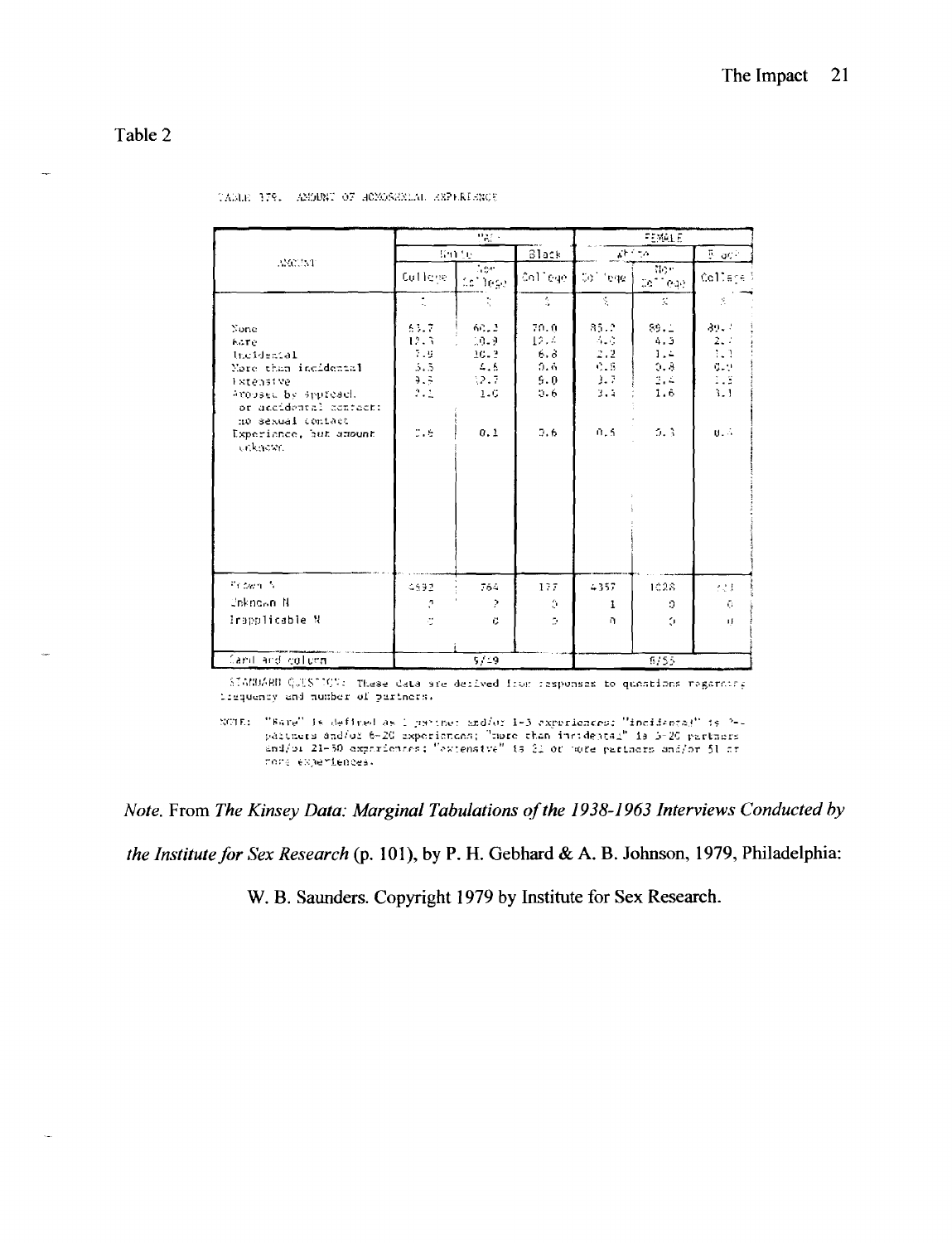Table 2

TABLE 179. AMOUNT OF HOMOSEXUAL EXPERIENCE

| AMOUNT | MALE | | | FEMALE | | |
|---|---|---|---|---|---|---|
| | White | | Black | White | | Black |
| | College | Non College | College | College | Non College | College |
| | % | % | % | % | % | % |
| None | 63.7 | 60.3 | 70.0 | 85.2 | 89.1 | 89.? |
| Rare | 12.3 | 10.9 | 12.4 | 5.0 | 4.3 | 2.? |
| Incidental | 7.9 | 10.2 | 6.8 | 2.2 | 1.4 | 1.3 |
| More than incidental | 5.5 | 4.6 | 0.6 | 0.8 | 0.8 | 0.9 |
| Extensive | 9.5 | 12.7 | 5.0 | 3.7 | 2.4 | 1.5 |
| Aroused by approach or accidental contact; no sexual contact | 2.1 | 1.0 | 0.6 | 3.3 | 1.6 | 3.1 |
| Experience, but amount unknown | 0.5 | 0.1 | 0.6 | 0.5 | 0.3 | 0.? |
| Known N | 4692 | 764 | 177 | 4357 | 1028 | ?21 |
| Unknown N | ? | ? | 0 | 1 | 0 | 0 |
| Inapplicable N | 0 | 0 | 0 | 0 | 0 | 0 |
| Card and column | | 9/29 | | | 6/55 | |

STANDARD QUESTION: These data are derived from responses to questions regarding frequency and number of partners.

NOTE: "Rare" is defined as 1 partner and/or 1-5 experiences; "incidental" is 2-4 partners and/or 6-20 experiences; "more than incidental" is 5-20 partners and/or 21-50 experiences; "extensive" is 21 or more partners and/or 51 or more experiences.

*Note.* From *The Kinsey Data: Marginal Tabulations of the 1938-1963 Interviews Conducted by the Institute for Sex Research* (p. 101), by P. H. Gebhard & A. B. Johnson, 1979, Philadelphia: W. B. Saunders. Copyright 1979 by Institute for Sex Research.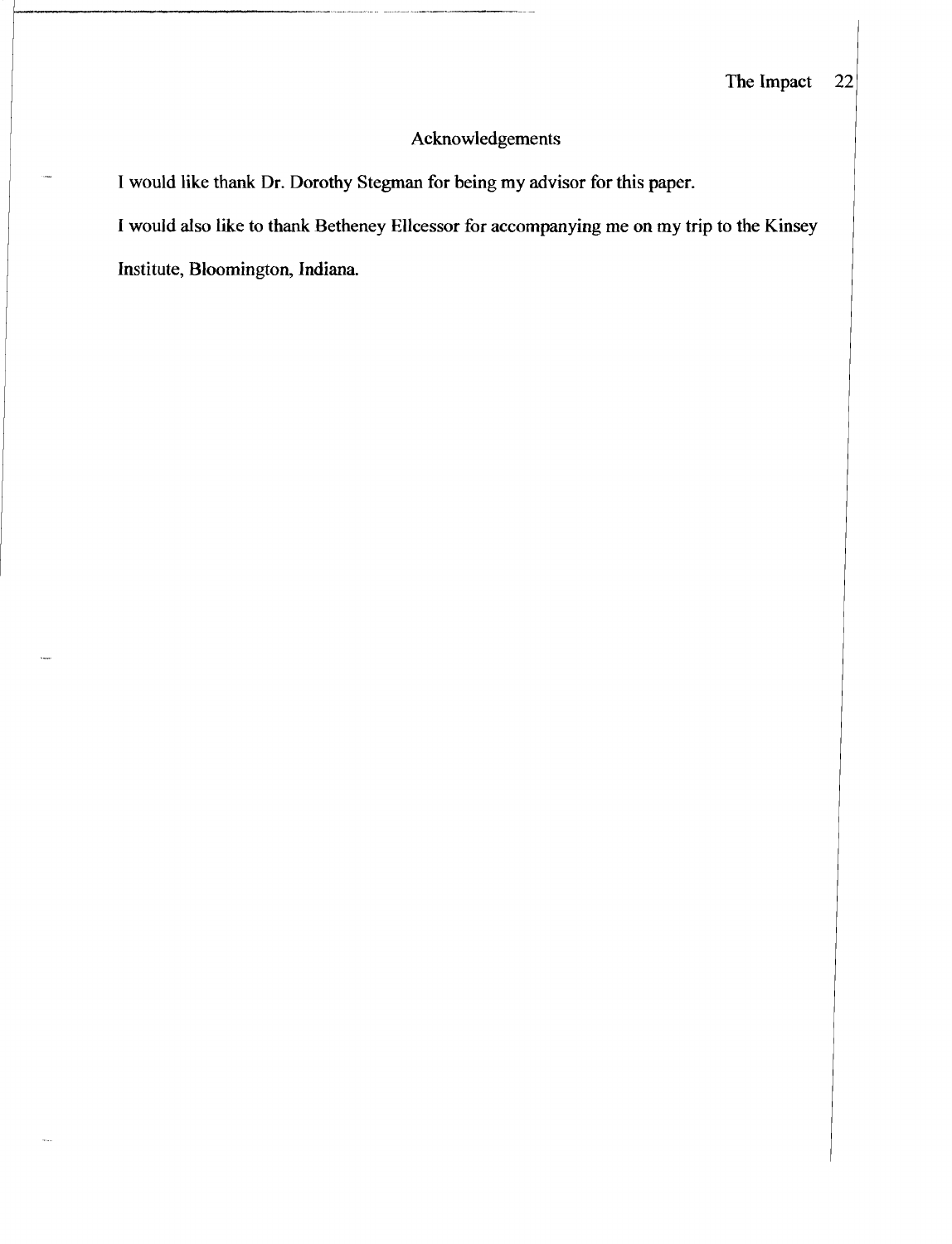# Acknowledgements

I would like thank Dr. Dorothy Stegman for being my advisor for this paper.

I would also like to thank Betheney Ellcessor for accompanying me on my trip to the Kinsey Institute, Bloomington, Indiana.